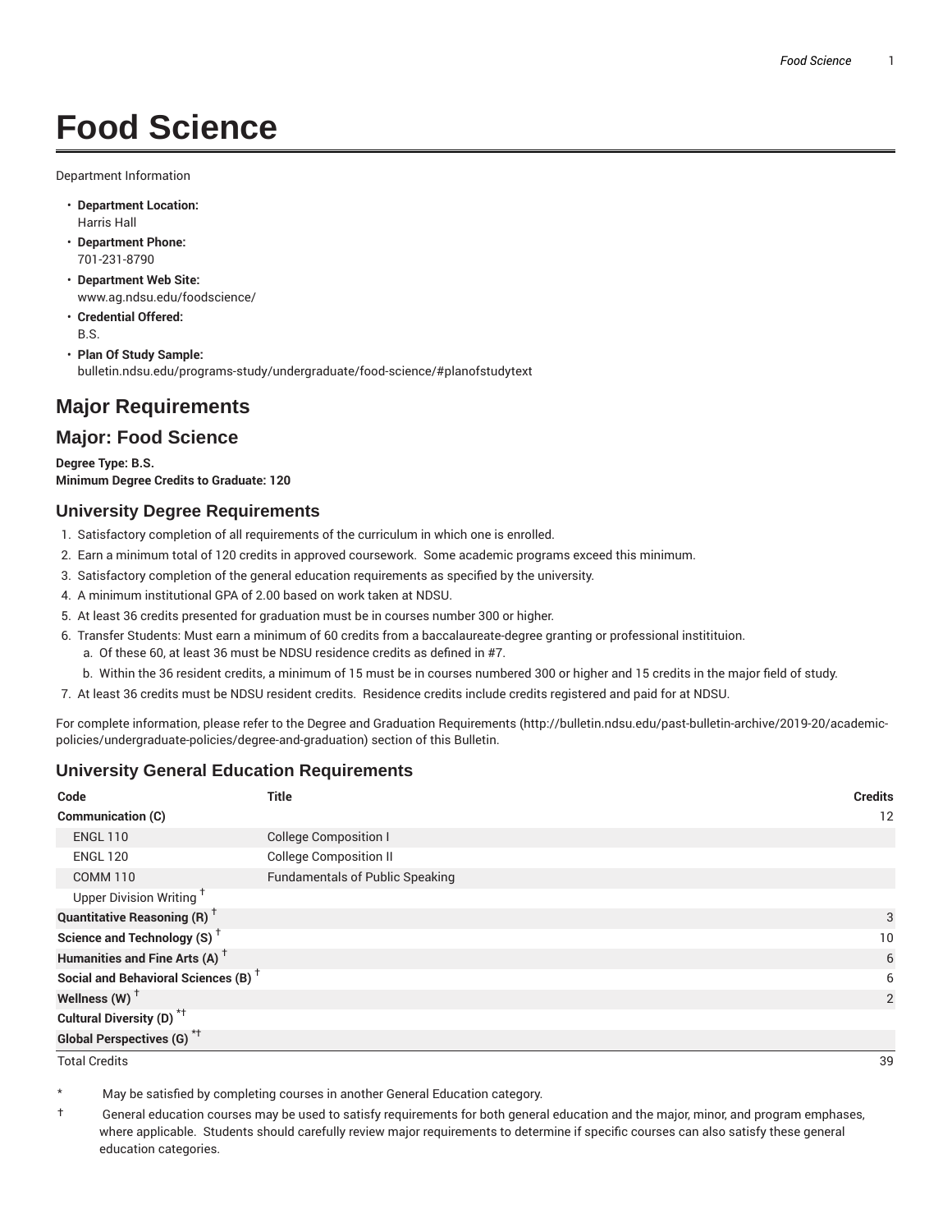# Food Science

Department Information

- **Department Location:**
  Harris Hall
- **Department Phone:**
  701-231-8790
- **Department Web Site:**
  www.ag.ndsu.edu/foodscience/
- **Credential Offered:**
  B.S.
- **Plan Of Study Sample:**
  bulletin.ndsu.edu/programs-study/undergraduate/food-science/#planofstudytext

## Major Requirements

## Major: Food Science

**Degree Type: B.S.**
**Minimum Degree Credits to Graduate: 120**

### University Degree Requirements

1. Satisfactory completion of all requirements of the curriculum in which one is enrolled.
2. Earn a minimum total of 120 credits in approved coursework. Some academic programs exceed this minimum.
3. Satisfactory completion of the general education requirements as specified by the university.
4. A minimum institutional GPA of 2.00 based on work taken at NDSU.
5. At least 36 credits presented for graduation must be in courses number 300 or higher.
6. Transfer Students: Must earn a minimum of 60 credits from a baccalaureate-degree granting or professional institituion.
   a. Of these 60, at least 36 must be NDSU residence credits as defined in #7.
   b. Within the 36 resident credits, a minimum of 15 must be in courses numbered 300 or higher and 15 credits in the major field of study.
7. At least 36 credits must be NDSU resident credits. Residence credits include credits registered and paid for at NDSU.

For complete information, please refer to the Degree and Graduation Requirements (http://bulletin.ndsu.edu/past-bulletin-archive/2019-20/academic-policies/undergraduate-policies/degree-and-graduation) section of this Bulletin.

### University General Education Requirements

| Code | Title | Credits |
|---|---|---|
| **Communication (C)** | | 12 |
| ENGL 110 | College Composition I | |
| ENGL 120 | College Composition II | |
| COMM 110 | Fundamentals of Public Speaking | |
| Upper Division Writing † | | |
| **Quantitative Reasoning (R) †** | | 3 |
| **Science and Technology (S) †** | | 10 |
| **Humanities and Fine Arts (A) †** | | 6 |
| **Social and Behavioral Sciences (B) †** | | 6 |
| **Wellness (W) †** | | 2 |
| **Cultural Diversity (D) *†** | | |
| **Global Perspectives (G) *†** | | |
| Total Credits | | 39 |

\* May be satisfied by completing courses in another General Education category.

† General education courses may be used to satisfy requirements for both general education and the major, minor, and program emphases, where applicable. Students should carefully review major requirements to determine if specific courses can also satisfy these general education categories.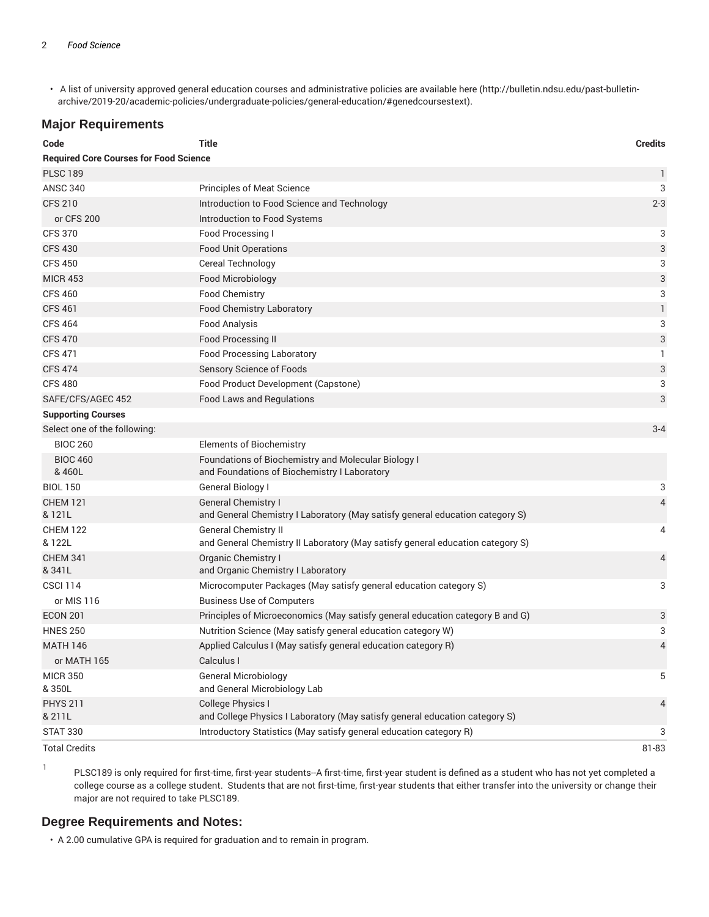- A list of university approved general education courses and administrative policies are available here (http://bulletin.ndsu.edu/past-bulletin-archive/2019-20/academic-policies/undergraduate-policies/general-education/#genedcoursestext).

## Major Requirements

| Code | Title | Credits |
|---|---|---|
| **Required Core Courses for Food Science** | | |
| PLSC 189 | | 1 |
| ANSC 340 | Principles of Meat Science | 3 |
| CFS 210 | Introduction to Food Science and Technology | 2-3 |
| or CFS 200 | Introduction to Food Systems | |
| CFS 370 | Food Processing I | 3 |
| CFS 430 | Food Unit Operations | 3 |
| CFS 450 | Cereal Technology | 3 |
| MICR 453 | Food Microbiology | 3 |
| CFS 460 | Food Chemistry | 3 |
| CFS 461 | Food Chemistry Laboratory | 1 |
| CFS 464 | Food Analysis | 3 |
| CFS 470 | Food Processing II | 3 |
| CFS 471 | Food Processing Laboratory | 1 |
| CFS 474 | Sensory Science of Foods | 3 |
| CFS 480 | Food Product Development (Capstone) | 3 |
| SAFE/CFS/AGEC 452 | Food Laws and Regulations | 3 |
| **Supporting Courses** | | |
| Select one of the following: | | 3-4 |
| BIOC 260 | Elements of Biochemistry | |
| BIOC 460 & 460L | Foundations of Biochemistry and Molecular Biology I and Foundations of Biochemistry I Laboratory | |
| BIOL 150 | General Biology I | 3 |
| CHEM 121 & 121L | General Chemistry I and General Chemistry I Laboratory (May satisfy general education category S) | 4 |
| CHEM 122 & 122L | General Chemistry II and General Chemistry II Laboratory (May satisfy general education category S) | 4 |
| CHEM 341 & 341L | Organic Chemistry I and Organic Chemistry I Laboratory | 4 |
| CSCI 114 | Microcomputer Packages (May satisfy general education category S) | 3 |
| or MIS 116 | Business Use of Computers | |
| ECON 201 | Principles of Microeconomics (May satisfy general education category B and G) | 3 |
| HNES 250 | Nutrition Science (May satisfy general education category W) | 3 |
| MATH 146 | Applied Calculus I (May satisfy general education category R) | 4 |
| or MATH 165 | Calculus I | |
| MICR 350 & 350L | General Microbiology and General Microbiology Lab | 5 |
| PHYS 211 & 211L | College Physics I and College Physics I Laboratory (May satisfy general education category S) | 4 |
| STAT 330 | Introductory Statistics (May satisfy general education category R) | 3 |
| Total Credits | | 81-83 |

1 PLSC189 is only required for first-time, first-year students--A first-time, first-year student is defined as a student who has not yet completed a college course as a college student. Students that are not first-time, first-year students that either transfer into the university or change their major are not required to take PLSC189.

## Degree Requirements and Notes:

- A 2.00 cumulative GPA is required for graduation and to remain in program.